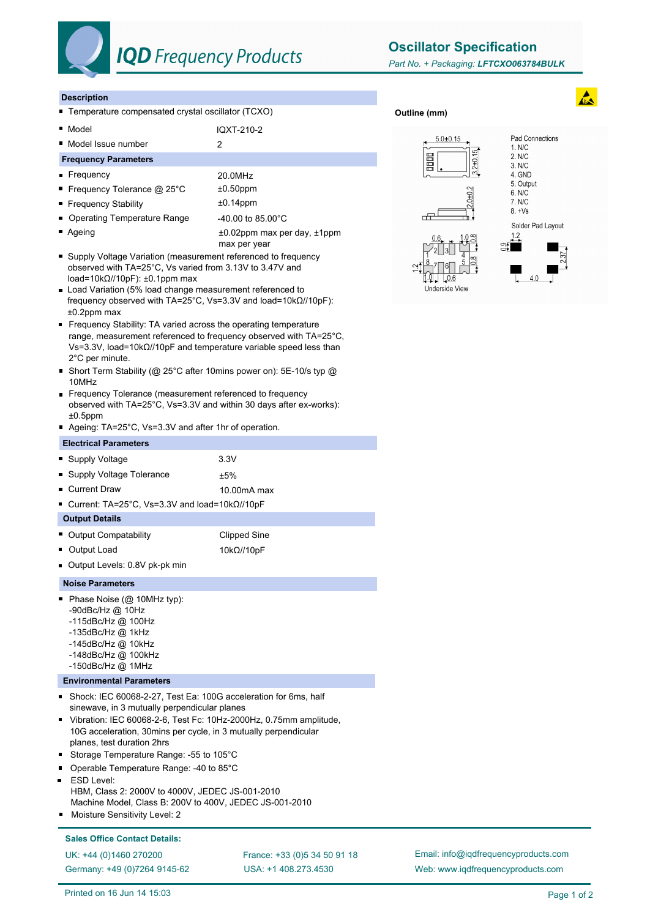# IQD Frequency Products

## Oscillator Specification

*Part No. + Packaging: **LFTCXO063784BULK***

### Description

- Temperature compensated crystal oscillator (TCXO)

| | |
|---|---|
| Model | IQXT-210-2 |
| Model Issue number | 2 |

### Frequency Parameters

| | |
|---|---|
| Frequency | 20.0MHz |
| Frequency Tolerance @ 25°C | ±0.50ppm |
| Frequency Stability | ±0.14ppm |
| Operating Temperature Range | -40.00 to 85.00°C |
| Ageing | ±0.02ppm max per day, ±1ppm max per year |

- Supply Voltage Variation (measurement referenced to frequency observed with TA=25°C, Vs varied from 3.13V to 3.47V and load=10kΩ//10pF): ±0.1ppm max
- Load Variation (5% load change measurement referenced to frequency observed with TA=25°C, Vs=3.3V and load=10kΩ//10pF): ±0.2ppm max
- Frequency Stability: TA varied across the operating temperature range, measurement referenced to frequency observed with TA=25°C, Vs=3.3V, load=10kΩ//10pF and temperature variable speed less than 2°C per minute.
- Short Term Stability (@ 25°C after 10mins power on): 5E-10/s typ @ 10MHz
- Frequency Tolerance (measurement referenced to frequency observed with TA=25°C, Vs=3.3V and within 30 days after ex-works): ±0.5ppm
- Ageing: TA=25°C, Vs=3.3V and after 1hr of operation.

### Electrical Parameters

| | |
|---|---|
| Supply Voltage | 3.3V |
| Supply Voltage Tolerance | ±5% |
| Current Draw | 10.00mA max |

- Current: TA=25°C, Vs=3.3V and load=10kΩ//10pF

### Output Details

| | |
|---|---|
| Output Compatability | Clipped Sine |
| Output Load | 10kΩ//10pF |

- Output Levels: 0.8V pk-pk min

### Noise Parameters

- Phase Noise (@ 10MHz typ):
  -90dBc/Hz @ 10Hz
  -115dBc/Hz @ 100Hz
  -135dBc/Hz @ 1kHz
  -145dBc/Hz @ 10kHz
  -148dBc/Hz @ 100kHz
  -150dBc/Hz @ 1MHz

### Environmental Parameters

- Shock: IEC 60068-2-27, Test Ea: 100G acceleration for 6ms, half sinewave, in 3 mutually perpendicular planes
- Vibration: IEC 60068-2-6, Test Fc: 10Hz-2000Hz, 0.75mm amplitude, 10G acceleration, 30mins per cycle, in 3 mutually perpendicular planes, test duration 2hrs
- Storage Temperature Range: -55 to 105°C
- Operable Temperature Range: -40 to 85°C
- ESD Level:
  HBM, Class 2: 2000V to 4000V, JEDEC JS-001-2010
  Machine Model, Class B: 200V to 400V, JEDEC JS-001-2010
- Moisture Sensitivity Level: 2

### Outline (mm)

5.0±0.15; 3.2±0.15; 2.0±0.2

Pad Connections
1. N/C
2. N/C
3. N/C
4. GND
5. Output
6. N/C
7. N/C
8. +Vs

Underside View: 0.6, 1.0, 0.8, 1.2, 1.0, 0.6, 0.8

Solder Pad Layout: 1.2, 0.9, 2.37, 4.0

### Sales Office Contact Details:

UK: +44 (0)1460 270200
Germany: +49 (0)7264 9145-62
France: +33 (0)5 34 50 91 18
USA: +1 408.273.4530
Email: info@iqdfrequencyproducts.com
Web: www.iqdfrequencyproducts.com

Printed on 16 Jun 14 15:03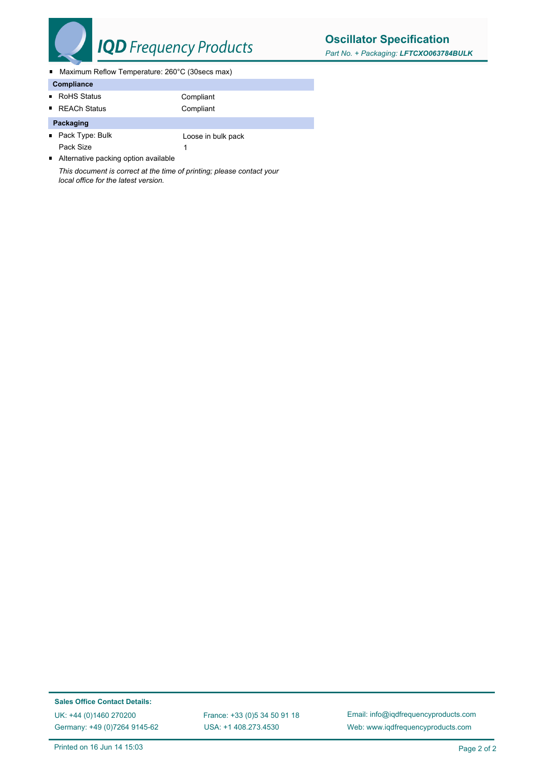- Maximum Reflow Temperature: 260°C (30secs max)

**Compliance**

- RoHS Status: Compliant
- REACh Status: Compliant

**Packaging**

- Pack Type: Bulk — Loose in bulk pack
  Pack Size — 1
- Alternative packing option available

*This document is correct at the time of printing; please contact your local office for the latest version.*

**Sales Office Contact Details:**

UK: +44 (0)1460 270200
Germany: +49 (0)7264 9145-62
France: +33 (0)5 34 50 91 18
USA: +1 408.273.4530
Email: info@iqdfrequencyproducts.com
Web: www.iqdfrequencyproducts.com

Printed on 16 Jun 14 15:03